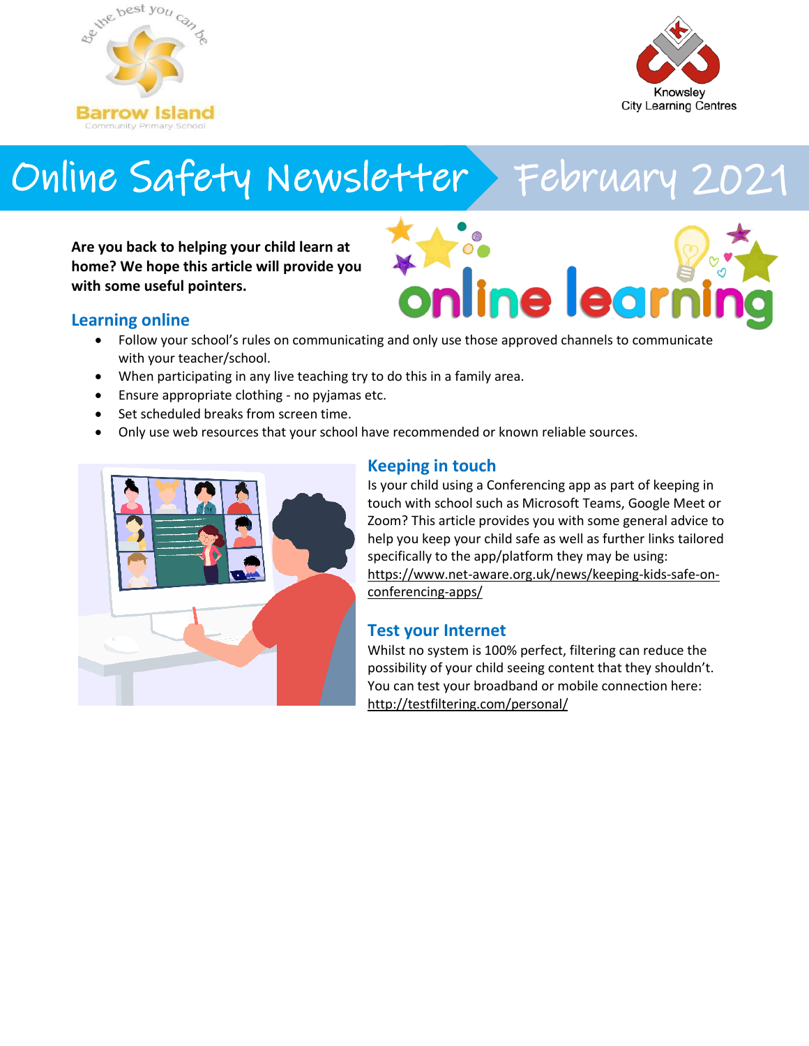Barrow Island Community Primary School

Knowsley City Learning Centres

# Online Safety Newsletter February 2021

**Are you back to helping your child learn at home? We hope this article will provide you with some useful pointers.**

## Learning online

- Follow your school's rules on communicating and only use those approved channels to communicate with your teacher/school.
- When participating in any live teaching try to do this in a family area.
- Ensure appropriate clothing - no pyjamas etc.
- Set scheduled breaks from screen time.
- Only use web resources that your school have recommended or known reliable sources.

## Keeping in touch

Is your child using a Conferencing app as part of keeping in touch with school such as Microsoft Teams, Google Meet or Zoom? This article provides you with some general advice to help you keep your child safe as well as further links tailored specifically to the app/platform they may be using: https://www.net-aware.org.uk/news/keeping-kids-safe-on-conferencing-apps/

## Test your Internet

Whilst no system is 100% perfect, filtering can reduce the possibility of your child seeing content that they shouldn't. You can test your broadband or mobile connection here: http://testfiltering.com/personal/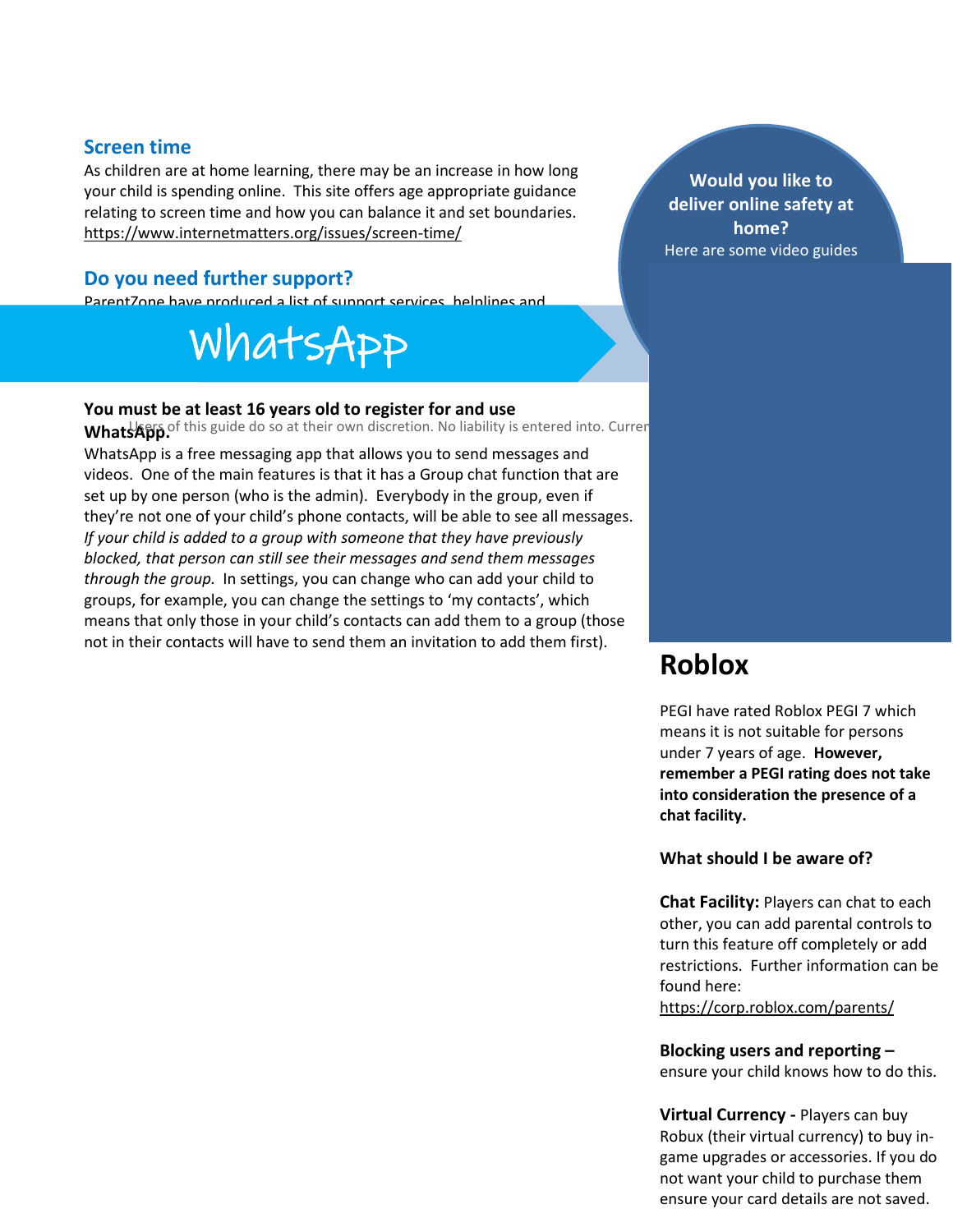## Screen time

As children are at home learning, there may be an increase in how long your child is spending online. This site offers age appropriate guidance relating to screen time and how you can balance it and set boundaries. https://www.internetmatters.org/issues/screen-time/

## Do you need further support?

ParentZone have produced a list of support services, helplines and

**Would you like to deliver online safety at home?**

Here are some video guides

# WhatsApp

**You must be at least 16 years old to register for and use WhatsApp.**

Users of this guide do so at their own discretion. No liability is entered into. Curren

WhatsApp is a free messaging app that allows you to send messages and videos. One of the main features is that it has a Group chat function that are set up by one person (who is the admin). Everybody in the group, even if they're not one of your child's phone contacts, will be able to see all messages. *If your child is added to a group with someone that they have previously blocked, that person can still see their messages and send them messages through the group.* In settings, you can change who can add your child to groups, for example, you can change the settings to 'my contacts', which means that only those in your child's contacts can add them to a group (those not in their contacts will have to send them an invitation to add them first).

# Roblox

PEGI have rated Roblox PEGI 7 which means it is not suitable for persons under 7 years of age. **However, remember a PEGI rating does not take into consideration the presence of a chat facility.**

**What should I be aware of?**

**Chat Facility:** Players can chat to each other, you can add parental controls to turn this feature off completely or add restrictions. Further information can be found here: https://corp.roblox.com/parents/

**Blocking users and reporting –** ensure your child knows how to do this.

**Virtual Currency -** Players can buy Robux (their virtual currency) to buy in-game upgrades or accessories. If you do not want your child to purchase them ensure your card details are not saved.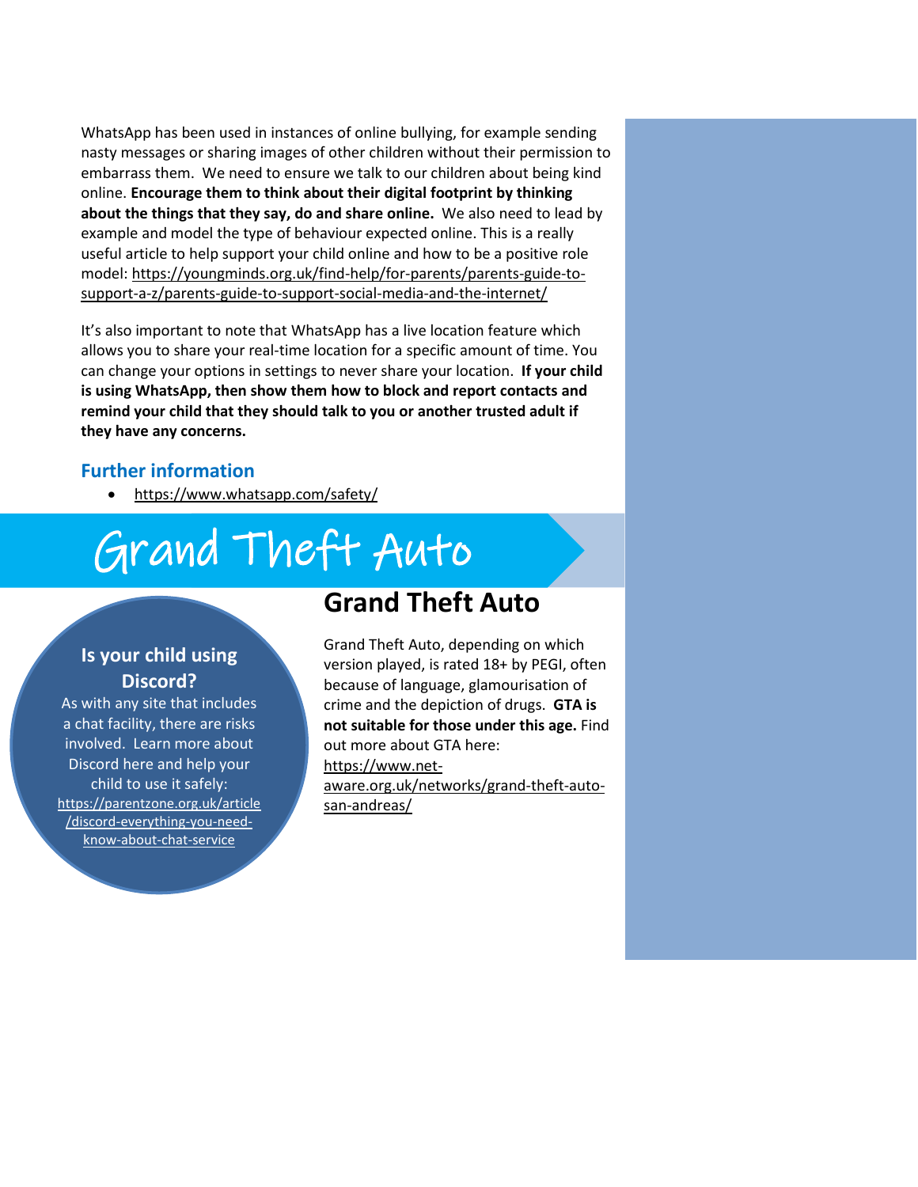WhatsApp has been used in instances of online bullying, for example sending nasty messages or sharing images of other children without their permission to embarrass them. We need to ensure we talk to our children about being kind online. **Encourage them to think about their digital footprint by thinking about the things that they say, do and share online.** We also need to lead by example and model the type of behaviour expected online. This is a really useful article to help support your child online and how to be a positive role model: https://youngminds.org.uk/find-help/for-parents/parents-guide-to-support-a-z/parents-guide-to-support-social-media-and-the-internet/

It's also important to note that WhatsApp has a live location feature which allows you to share your real-time location for a specific amount of time. You can change your options in settings to never share your location. **If your child is using WhatsApp, then show them how to block and report contacts and remind your child that they should talk to you or another trusted adult if they have any concerns.**

### Further information

- https://www.whatsapp.com/safety/

# Grand Theft Auto

## Grand Theft Auto

Grand Theft Auto, depending on which version played, is rated 18+ by PEGI, often because of language, glamourisation of crime and the depiction of drugs. **GTA is not suitable for those under this age.** Find out more about GTA here: https://www.net-aware.org.uk/networks/grand-theft-auto-san-andreas/

### Is your child using Discord?

As with any site that includes a chat facility, there are risks involved. Learn more about Discord here and help your child to use it safely: https://parentzone.org.uk/article/discord-everything-you-need-know-about-chat-service